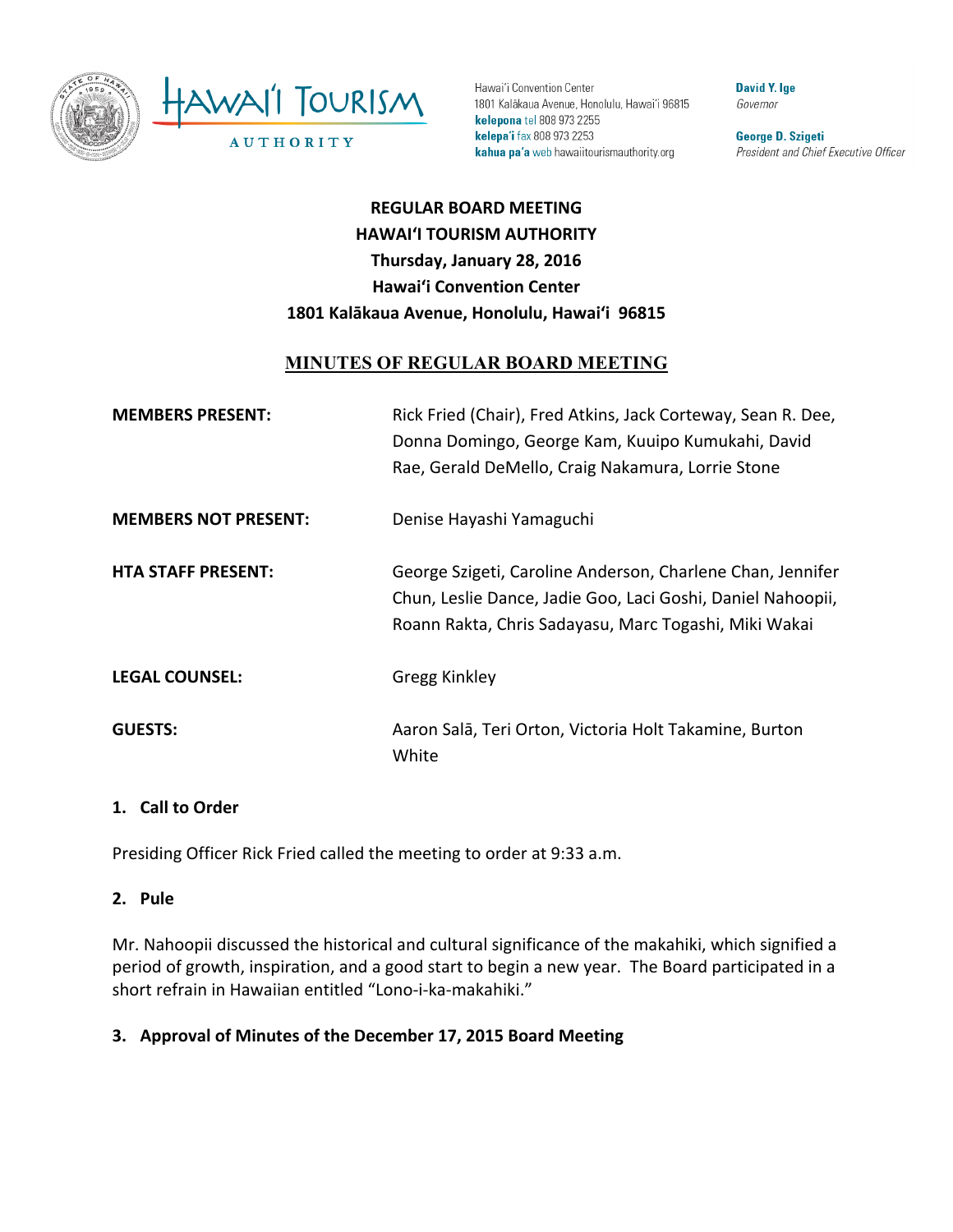Hawaiʻi Convention Center
1801 Kalākaua Avenue, Honolulu, Hawaiʻi 96815
**kelepona** tel 808 973 2255
**kelepaʻi** fax 808 973 2253
**kahua paʻa** web hawaiitourismauthority.org

**David Y. Ige**
*Governor*

**George D. Szigeti**
*President and Chief Executive Officer*

**REGULAR BOARD MEETING**
**HAWAIʻI TOURISM AUTHORITY**
**Thursday, January 28, 2016**
**Hawaiʻi Convention Center**
**1801 Kalākaua Avenue, Honolulu, Hawaiʻi 96815**

## MINUTES OF REGULAR BOARD MEETING

**MEMBERS PRESENT:** Rick Fried (Chair), Fred Atkins, Jack Corteway, Sean R. Dee, Donna Domingo, George Kam, Kuuipo Kumukahi, David Rae, Gerald DeMello, Craig Nakamura, Lorrie Stone

**MEMBERS NOT PRESENT:** Denise Hayashi Yamaguchi

**HTA STAFF PRESENT:** George Szigeti, Caroline Anderson, Charlene Chan, Jennifer Chun, Leslie Dance, Jadie Goo, Laci Goshi, Daniel Nahoopii, Roann Rakta, Chris Sadayasu, Marc Togashi, Miki Wakai

**LEGAL COUNSEL:** Gregg Kinkley

**GUESTS:** Aaron Salā, Teri Orton, Victoria Holt Takamine, Burton White

### 1. Call to Order

Presiding Officer Rick Fried called the meeting to order at 9:33 a.m.

### 2. Pule

Mr. Nahoopii discussed the historical and cultural significance of the makahiki, which signified a period of growth, inspiration, and a good start to begin a new year. The Board participated in a short refrain in Hawaiian entitled "Lono-i-ka-makahiki."

### 3. Approval of Minutes of the December 17, 2015 Board Meeting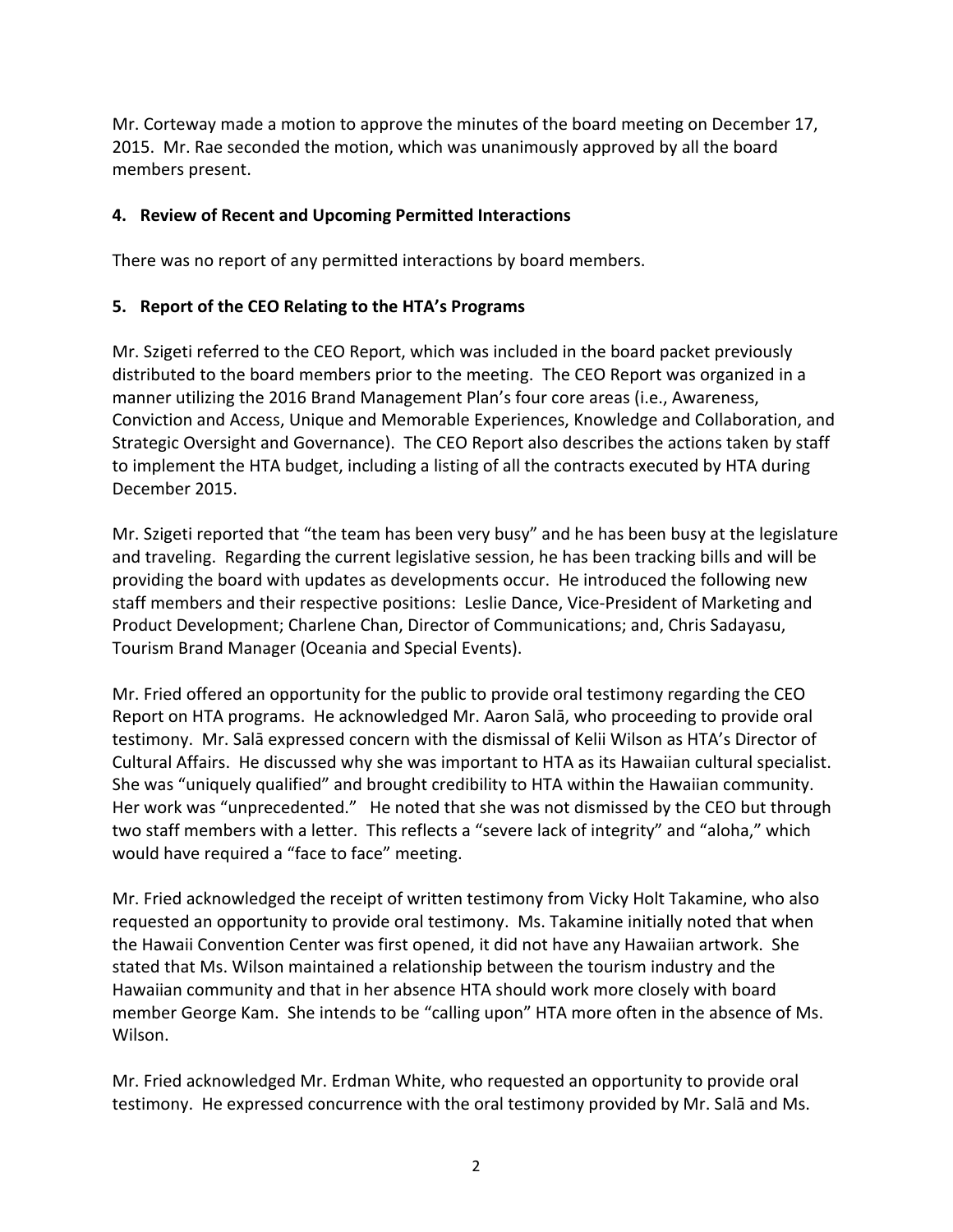Mr. Corteway made a motion to approve the minutes of the board meeting on December 17, 2015. Mr. Rae seconded the motion, which was unanimously approved by all the board members present.

## 4. Review of Recent and Upcoming Permitted Interactions

There was no report of any permitted interactions by board members.

## 5. Report of the CEO Relating to the HTA's Programs

Mr. Szigeti referred to the CEO Report, which was included in the board packet previously distributed to the board members prior to the meeting. The CEO Report was organized in a manner utilizing the 2016 Brand Management Plan's four core areas (i.e., Awareness, Conviction and Access, Unique and Memorable Experiences, Knowledge and Collaboration, and Strategic Oversight and Governance). The CEO Report also describes the actions taken by staff to implement the HTA budget, including a listing of all the contracts executed by HTA during December 2015.

Mr. Szigeti reported that "the team has been very busy" and he has been busy at the legislature and traveling. Regarding the current legislative session, he has been tracking bills and will be providing the board with updates as developments occur. He introduced the following new staff members and their respective positions: Leslie Dance, Vice-President of Marketing and Product Development; Charlene Chan, Director of Communications; and, Chris Sadayasu, Tourism Brand Manager (Oceania and Special Events).

Mr. Fried offered an opportunity for the public to provide oral testimony regarding the CEO Report on HTA programs. He acknowledged Mr. Aaron Salā, who proceeding to provide oral testimony. Mr. Salā expressed concern with the dismissal of Kelii Wilson as HTA's Director of Cultural Affairs. He discussed why she was important to HTA as its Hawaiian cultural specialist. She was "uniquely qualified" and brought credibility to HTA within the Hawaiian community. Her work was "unprecedented." He noted that she was not dismissed by the CEO but through two staff members with a letter. This reflects a "severe lack of integrity" and "aloha," which would have required a "face to face" meeting.

Mr. Fried acknowledged the receipt of written testimony from Vicky Holt Takamine, who also requested an opportunity to provide oral testimony. Ms. Takamine initially noted that when the Hawaii Convention Center was first opened, it did not have any Hawaiian artwork. She stated that Ms. Wilson maintained a relationship between the tourism industry and the Hawaiian community and that in her absence HTA should work more closely with board member George Kam. She intends to be "calling upon" HTA more often in the absence of Ms. Wilson.

Mr. Fried acknowledged Mr. Erdman White, who requested an opportunity to provide oral testimony. He expressed concurrence with the oral testimony provided by Mr. Salā and Ms.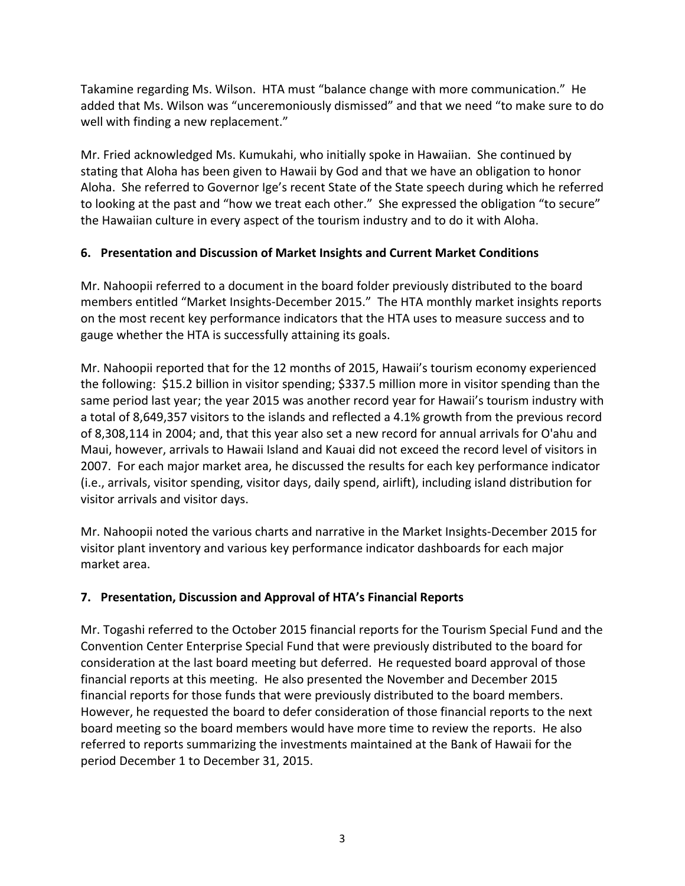Takamine regarding Ms. Wilson. HTA must "balance change with more communication." He added that Ms. Wilson was "unceremoniously dismissed" and that we need "to make sure to do well with finding a new replacement."

Mr. Fried acknowledged Ms. Kumukahi, who initially spoke in Hawaiian. She continued by stating that Aloha has been given to Hawaii by God and that we have an obligation to honor Aloha. She referred to Governor Ige's recent State of the State speech during which he referred to looking at the past and "how we treat each other." She expressed the obligation "to secure" the Hawaiian culture in every aspect of the tourism industry and to do it with Aloha.

**6. Presentation and Discussion of Market Insights and Current Market Conditions**

Mr. Nahoopii referred to a document in the board folder previously distributed to the board members entitled "Market Insights-December 2015." The HTA monthly market insights reports on the most recent key performance indicators that the HTA uses to measure success and to gauge whether the HTA is successfully attaining its goals.

Mr. Nahoopii reported that for the 12 months of 2015, Hawaii's tourism economy experienced the following: $15.2 billion in visitor spending; $337.5 million more in visitor spending than the same period last year; the year 2015 was another record year for Hawaii's tourism industry with a total of 8,649,357 visitors to the islands and reflected a 4.1% growth from the previous record of 8,308,114 in 2004; and, that this year also set a new record for annual arrivals for O'ahu and Maui, however, arrivals to Hawaii Island and Kauai did not exceed the record level of visitors in 2007. For each major market area, he discussed the results for each key performance indicator (i.e., arrivals, visitor spending, visitor days, daily spend, airlift), including island distribution for visitor arrivals and visitor days.

Mr. Nahoopii noted the various charts and narrative in the Market Insights-December 2015 for visitor plant inventory and various key performance indicator dashboards for each major market area.

**7. Presentation, Discussion and Approval of HTA's Financial Reports**

Mr. Togashi referred to the October 2015 financial reports for the Tourism Special Fund and the Convention Center Enterprise Special Fund that were previously distributed to the board for consideration at the last board meeting but deferred. He requested board approval of those financial reports at this meeting. He also presented the November and December 2015 financial reports for those funds that were previously distributed to the board members. However, he requested the board to defer consideration of those financial reports to the next board meeting so the board members would have more time to review the reports. He also referred to reports summarizing the investments maintained at the Bank of Hawaii for the period December 1 to December 31, 2015.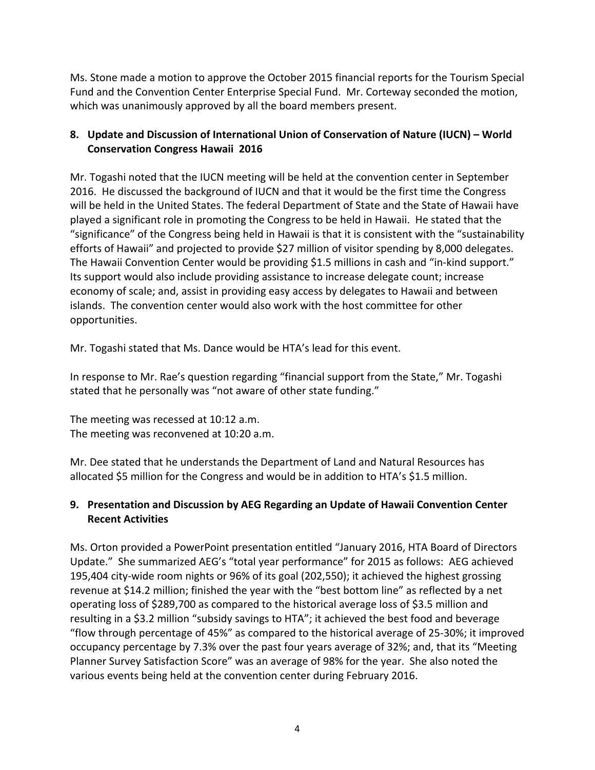Ms. Stone made a motion to approve the October 2015 financial reports for the Tourism Special Fund and the Convention Center Enterprise Special Fund. Mr. Corteway seconded the motion, which was unanimously approved by all the board members present.

## 8. Update and Discussion of International Union of Conservation of Nature (IUCN) – World Conservation Congress Hawaii 2016

Mr. Togashi noted that the IUCN meeting will be held at the convention center in September 2016. He discussed the background of IUCN and that it would be the first time the Congress will be held in the United States. The federal Department of State and the State of Hawaii have played a significant role in promoting the Congress to be held in Hawaii. He stated that the "significance" of the Congress being held in Hawaii is that it is consistent with the "sustainability efforts of Hawaii" and projected to provide $27 million of visitor spending by 8,000 delegates. The Hawaii Convention Center would be providing $1.5 millions in cash and "in-kind support." Its support would also include providing assistance to increase delegate count; increase economy of scale; and, assist in providing easy access by delegates to Hawaii and between islands. The convention center would also work with the host committee for other opportunities.

Mr. Togashi stated that Ms. Dance would be HTA's lead for this event.

In response to Mr. Rae's question regarding "financial support from the State," Mr. Togashi stated that he personally was "not aware of other state funding."

The meeting was recessed at 10:12 a.m.
The meeting was reconvened at 10:20 a.m.

Mr. Dee stated that he understands the Department of Land and Natural Resources has allocated $5 million for the Congress and would be in addition to HTA's $1.5 million.

## 9. Presentation and Discussion by AEG Regarding an Update of Hawaii Convention Center Recent Activities

Ms. Orton provided a PowerPoint presentation entitled "January 2016, HTA Board of Directors Update." She summarized AEG's "total year performance" for 2015 as follows: AEG achieved 195,404 city-wide room nights or 96% of its goal (202,550); it achieved the highest grossing revenue at $14.2 million; finished the year with the "best bottom line" as reflected by a net operating loss of $289,700 as compared to the historical average loss of $3.5 million and resulting in a $3.2 million "subsidy savings to HTA"; it achieved the best food and beverage "flow through percentage of 45%" as compared to the historical average of 25-30%; it improved occupancy percentage by 7.3% over the past four years average of 32%; and, that its "Meeting Planner Survey Satisfaction Score" was an average of 98% for the year. She also noted the various events being held at the convention center during February 2016.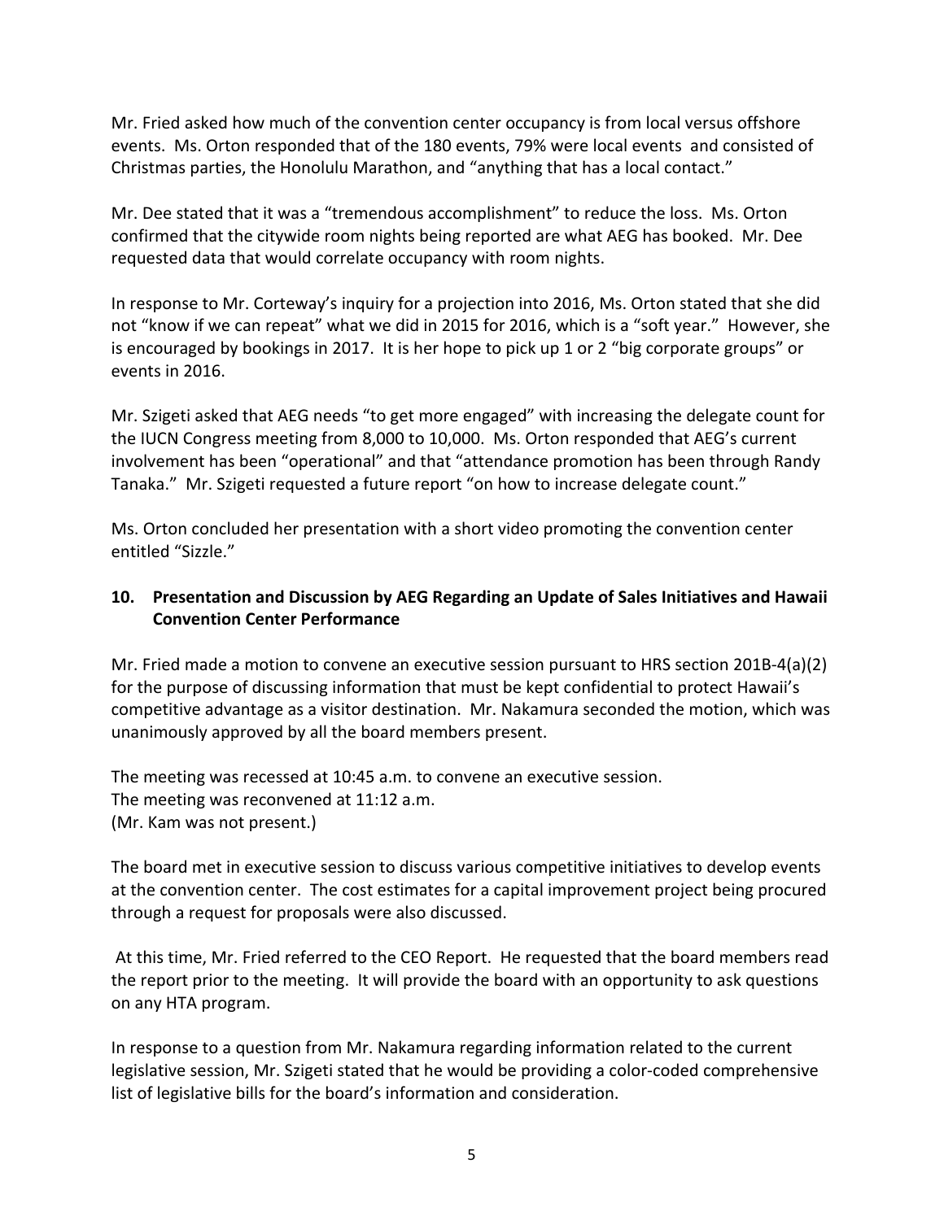Mr. Fried asked how much of the convention center occupancy is from local versus offshore events. Ms. Orton responded that of the 180 events, 79% were local events and consisted of Christmas parties, the Honolulu Marathon, and "anything that has a local contact."

Mr. Dee stated that it was a "tremendous accomplishment" to reduce the loss. Ms. Orton confirmed that the citywide room nights being reported are what AEG has booked. Mr. Dee requested data that would correlate occupancy with room nights.

In response to Mr. Corteway's inquiry for a projection into 2016, Ms. Orton stated that she did not "know if we can repeat" what we did in 2015 for 2016, which is a "soft year." However, she is encouraged by bookings in 2017. It is her hope to pick up 1 or 2 "big corporate groups" or events in 2016.

Mr. Szigeti asked that AEG needs "to get more engaged" with increasing the delegate count for the IUCN Congress meeting from 8,000 to 10,000. Ms. Orton responded that AEG's current involvement has been "operational" and that "attendance promotion has been through Randy Tanaka." Mr. Szigeti requested a future report "on how to increase delegate count."

Ms. Orton concluded her presentation with a short video promoting the convention center entitled "Sizzle."

## 10. Presentation and Discussion by AEG Regarding an Update of Sales Initiatives and Hawaii Convention Center Performance

Mr. Fried made a motion to convene an executive session pursuant to HRS section 201B-4(a)(2) for the purpose of discussing information that must be kept confidential to protect Hawaii's competitive advantage as a visitor destination. Mr. Nakamura seconded the motion, which was unanimously approved by all the board members present.

The meeting was recessed at 10:45 a.m. to convene an executive session.
The meeting was reconvened at 11:12 a.m.
(Mr. Kam was not present.)

The board met in executive session to discuss various competitive initiatives to develop events at the convention center. The cost estimates for a capital improvement project being procured through a request for proposals were also discussed.

At this time, Mr. Fried referred to the CEO Report. He requested that the board members read the report prior to the meeting. It will provide the board with an opportunity to ask questions on any HTA program.

In response to a question from Mr. Nakamura regarding information related to the current legislative session, Mr. Szigeti stated that he would be providing a color-coded comprehensive list of legislative bills for the board's information and consideration.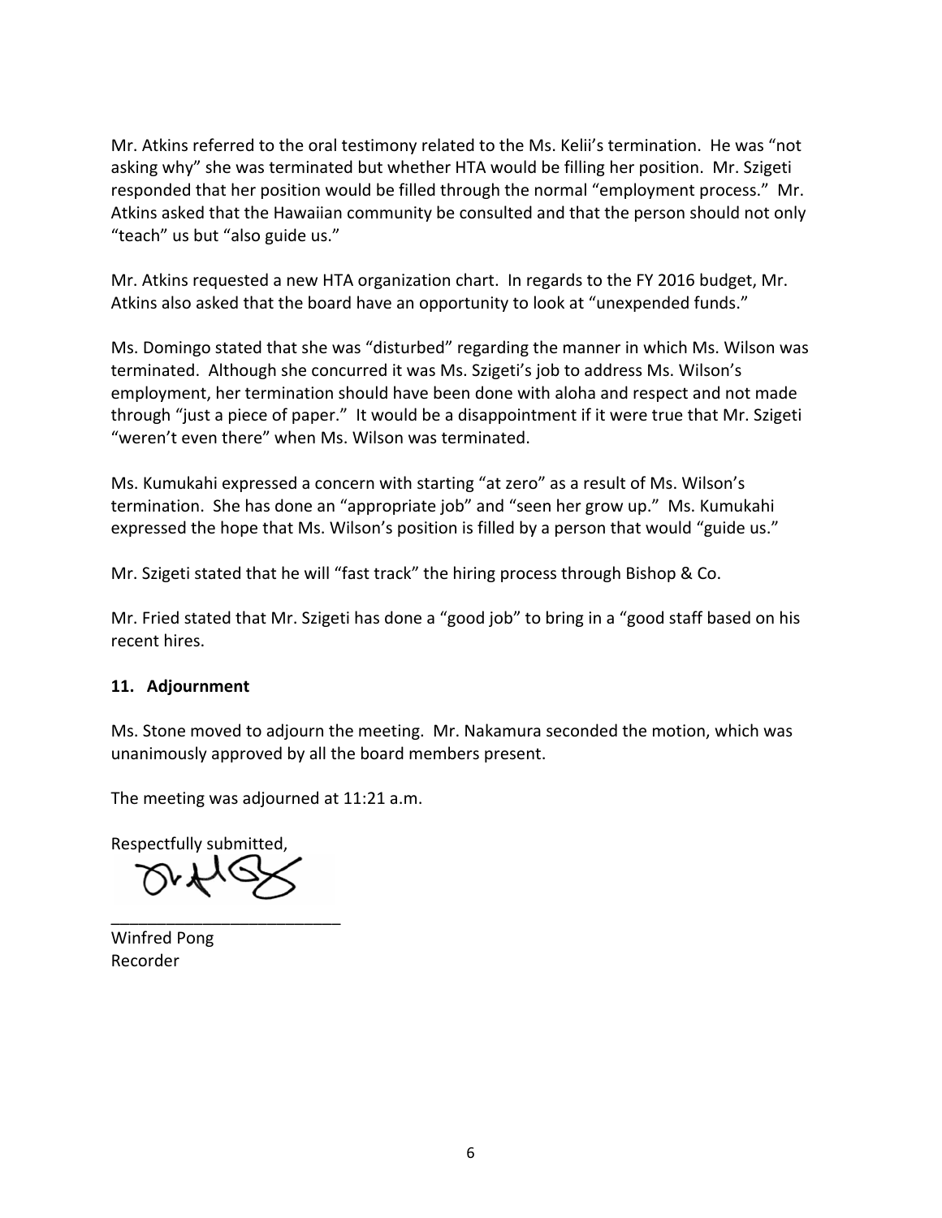Mr. Atkins referred to the oral testimony related to the Ms. Kelii's termination. He was "not asking why" she was terminated but whether HTA would be filling her position. Mr. Szigeti responded that her position would be filled through the normal "employment process." Mr. Atkins asked that the Hawaiian community be consulted and that the person should not only "teach" us but "also guide us."

Mr. Atkins requested a new HTA organization chart. In regards to the FY 2016 budget, Mr. Atkins also asked that the board have an opportunity to look at "unexpended funds."

Ms. Domingo stated that she was "disturbed" regarding the manner in which Ms. Wilson was terminated. Although she concurred it was Ms. Szigeti's job to address Ms. Wilson's employment, her termination should have been done with aloha and respect and not made through "just a piece of paper." It would be a disappointment if it were true that Mr. Szigeti "weren't even there" when Ms. Wilson was terminated.

Ms. Kumukahi expressed a concern with starting "at zero" as a result of Ms. Wilson's termination. She has done an "appropriate job" and "seen her grow up." Ms. Kumukahi expressed the hope that Ms. Wilson's position is filled by a person that would "guide us."

Mr. Szigeti stated that he will "fast track" the hiring process through Bishop & Co.

Mr. Fried stated that Mr. Szigeti has done a "good job" to bring in a "good staff based on his recent hires.

**11. Adjournment**

Ms. Stone moved to adjourn the meeting. Mr. Nakamura seconded the motion, which was unanimously approved by all the board members present.

The meeting was adjourned at 11:21 a.m.

Respectfully submitted,

\_\_\_\_\_\_\_\_\_\_\_\_\_\_\_\_\_\_\_\_\_\_\_\_\_

Winfred Pong
Recorder